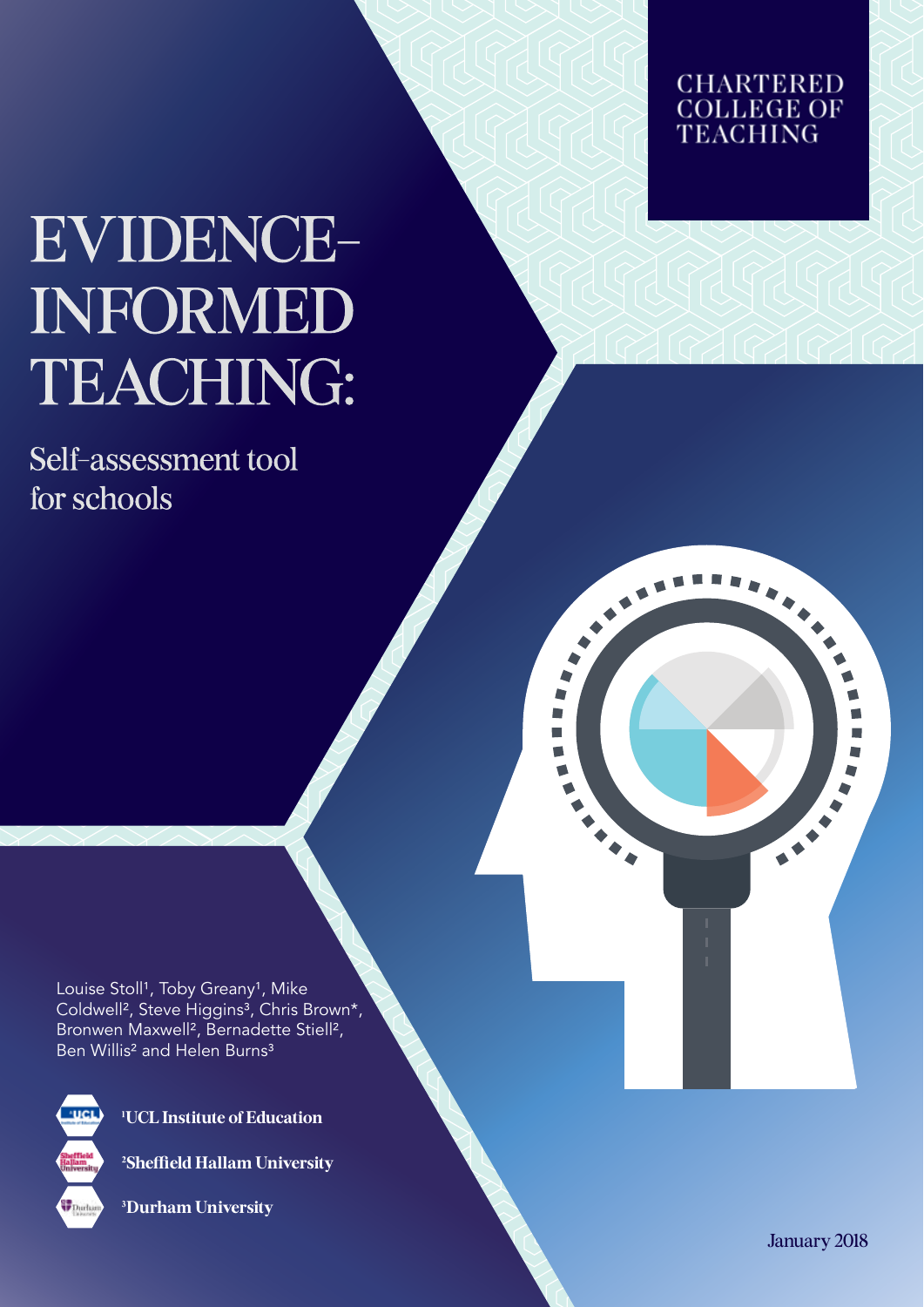CHARTERED COLLEGE OF TEACHING

# EVIDENCE-INFORMED TEACHING:

## Self-assessment tool for schools

Louise Stoll[1], Toby Greany[1], Mike Coldwell[2], Steve Higgins[3], Chris Brown*, Bronwen Maxwell[2], Bernadette Stiell[2], Ben Willis[2] and Helen Burns[3]

[1]UCL Institute of Education

[2]Sheffield Hallam University

[3]Durham University

January 2018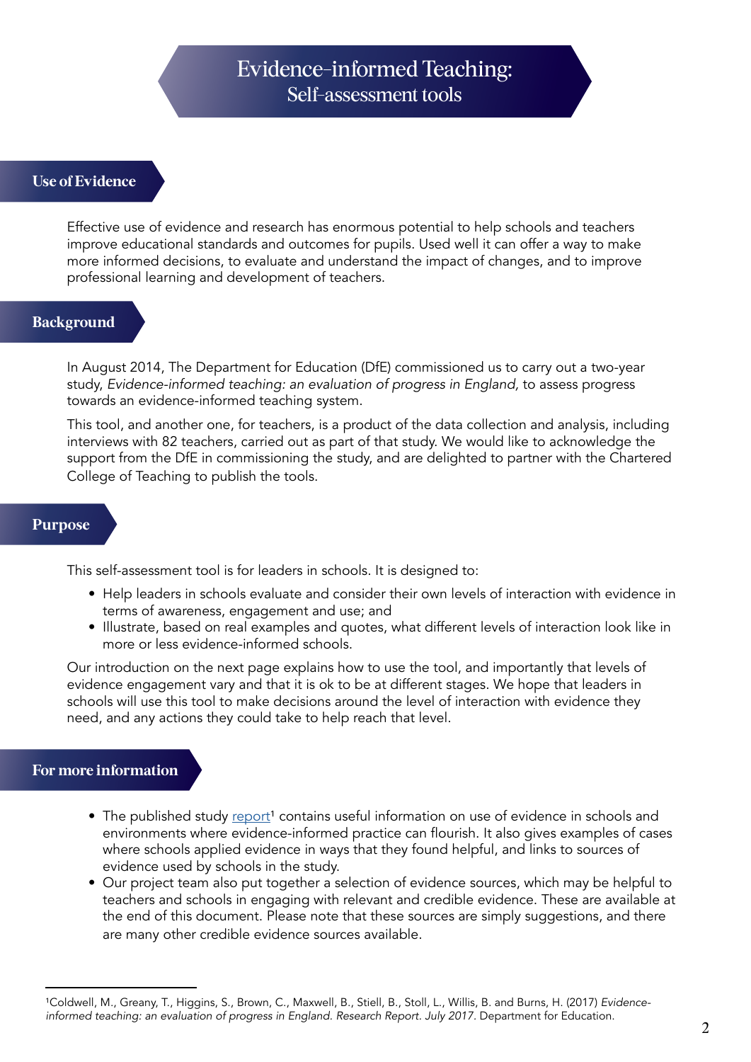# Evidence-informed Teaching:
## Self-assessment tools

### Use of Evidence

Effective use of evidence and research has enormous potential to help schools and teachers improve educational standards and outcomes for pupils. Used well it can offer a way to make more informed decisions, to evaluate and understand the impact of changes, and to improve professional learning and development of teachers.

### Background

In August 2014, The Department for Education (DfE) commissioned us to carry out a two-year study, *Evidence-informed teaching: an evaluation of progress in England,* to assess progress towards an evidence-informed teaching system.

This tool, and another one, for teachers, is a product of the data collection and analysis, including interviews with 82 teachers, carried out as part of that study. We would like to acknowledge the support from the DfE in commissioning the study, and are delighted to partner with the Chartered College of Teaching to publish the tools.

### Purpose

This self-assessment tool is for leaders in schools. It is designed to:

- Help leaders in schools evaluate and consider their own levels of interaction with evidence in terms of awareness, engagement and use; and
- Illustrate, based on real examples and quotes, what different levels of interaction look like in more or less evidence-informed schools.

Our introduction on the next page explains how to use the tool, and importantly that levels of evidence engagement vary and that it is ok to be at different stages. We hope that leaders in schools will use this tool to make decisions around the level of interaction with evidence they need, and any actions they could take to help reach that level.

### For more information

- The published study report[1] contains useful information on use of evidence in schools and environments where evidence-informed practice can flourish. It also gives examples of cases where schools applied evidence in ways that they found helpful, and links to sources of evidence used by schools in the study.
- Our project team also put together a selection of evidence sources, which may be helpful to teachers and schools in engaging with relevant and credible evidence. These are available at the end of this document. Please note that these sources are simply suggestions, and there are many other credible evidence sources available.

---

[1] Coldwell, M., Greany, T., Higgins, S., Brown, C., Maxwell, B., Stiell, B., Stoll, L., Willis, B. and Burns, H. (2017) *Evidence-informed teaching: an evaluation of progress in England. Research Report. July 2017.* Department for Education.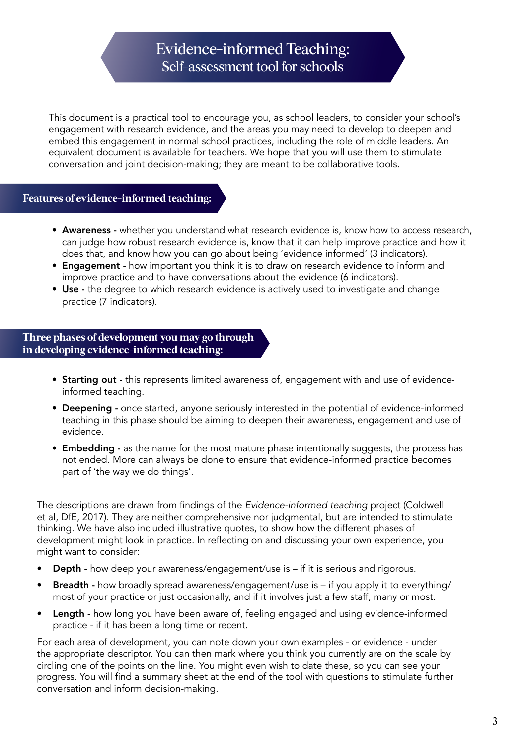# Evidence-informed Teaching: Self-assessment tool for schools

This document is a practical tool to encourage you, as school leaders, to consider your school's engagement with research evidence, and the areas you may need to develop to deepen and embed this engagement in normal school practices, including the role of middle leaders. An equivalent document is available for teachers. We hope that you will use them to stimulate conversation and joint decision-making; they are meant to be collaborative tools.

## Features of evidence-informed teaching:

- **Awareness -** whether you understand what research evidence is, know how to access research, can judge how robust research evidence is, know that it can help improve practice and how it does that, and know how you can go about being 'evidence informed' (3 indicators).
- **Engagement -** how important you think it is to draw on research evidence to inform and improve practice and to have conversations about the evidence (6 indicators).
- **Use -** the degree to which research evidence is actively used to investigate and change practice (7 indicators).

## Three phases of development you may go through in developing evidence-informed teaching:

- **Starting out -** this represents limited awareness of, engagement with and use of evidence-informed teaching.
- **Deepening -** once started, anyone seriously interested in the potential of evidence-informed teaching in this phase should be aiming to deepen their awareness, engagement and use of evidence.
- **Embedding -** as the name for the most mature phase intentionally suggests, the process has not ended. More can always be done to ensure that evidence-informed practice becomes part of 'the way we do things'.

The descriptions are drawn from findings of the *Evidence-informed teaching* project (Coldwell et al, DfE, 2017). They are neither comprehensive nor judgmental, but are intended to stimulate thinking. We have also included illustrative quotes, to show how the different phases of development might look in practice. In reflecting on and discussing your own experience, you might want to consider:

- **Depth -** how deep your awareness/engagement/use is – if it is serious and rigorous.
- **Breadth -** how broadly spread awareness/engagement/use is – if you apply it to everything/ most of your practice or just occasionally, and if it involves just a few staff, many or most.
- **Length -** how long you have been aware of, feeling engaged and using evidence-informed practice - if it has been a long time or recent.

For each area of development, you can note down your own examples - or evidence - under the appropriate descriptor. You can then mark where you think you currently are on the scale by circling one of the points on the line. You might even wish to date these, so you can see your progress. You will find a summary sheet at the end of the tool with questions to stimulate further conversation and inform decision-making.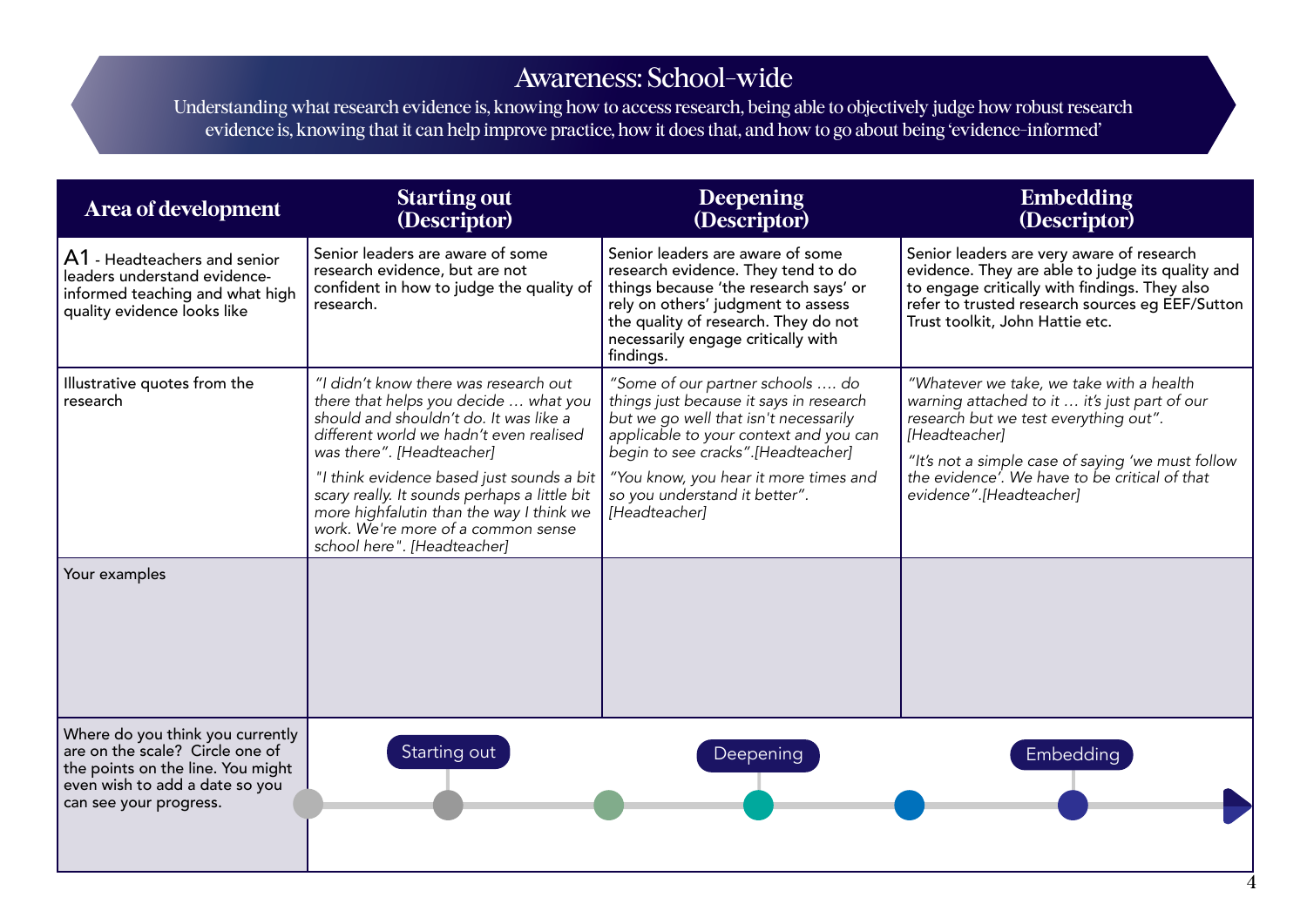# Awareness: School-wide

Understanding what research evidence is, knowing how to access research, being able to objectively judge how robust research evidence is, knowing that it can help improve practice, how it does that, and how to go about being 'evidence-informed'

| Area of development | Starting out (Descriptor) | Deepening (Descriptor) | Embedding (Descriptor) |
|---|---|---|---|
| A1 - Headteachers and senior leaders understand evidence-informed teaching and what high quality evidence looks like | Senior leaders are aware of some research evidence, but are not confident in how to judge the quality of research. | Senior leaders are aware of some research evidence. They tend to do things because 'the research says' or rely on others' judgment to assess the quality of research. They do not necessarily engage critically with findings. | Senior leaders are very aware of research evidence. They are able to judge its quality and to engage critically with findings. They also refer to trusted research sources eg EEF/Sutton Trust toolkit, John Hattie etc. |
| Illustrative quotes from the research | *"I didn't know there was research out there that helps you decide … what you should and shouldn't do. It was like a different world we hadn't even realised was there". [Headteacher]* *"I think evidence based just sounds a bit scary really. It sounds perhaps a little bit more highfalutin than the way I think we work. We're more of a common sense school here". [Headteacher]* | *"Some of our partner schools …. do things just because it says in research but we go well that isn't necessarily applicable to your context and you can begin to see cracks".[Headteacher]* *"You know, you hear it more times and so you understand it better". [Headteacher]* | *"Whatever we take, we take with a health warning attached to it … it's just part of our research but we test everything out". [Headteacher]* *"It's not a simple case of saying 'we must follow the evidence'. We have to be critical of that evidence".[Headteacher]* |
| Your examples | | | |
| Where do you think you currently are on the scale? Circle one of the points on the line. You might even wish to add a date so you can see your progress. | Starting out | Deepening | Embedding |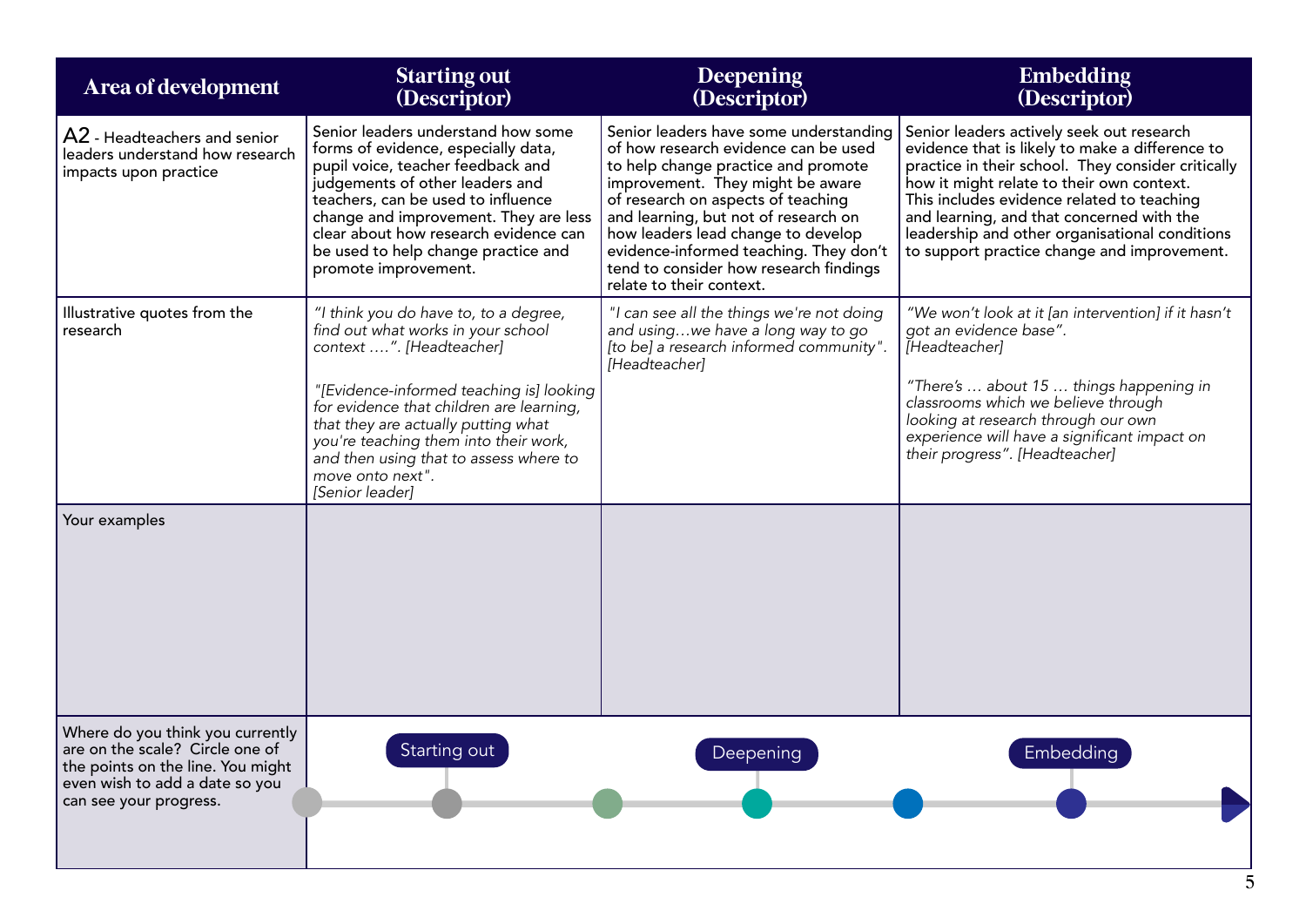| Area of development | Starting out (Descriptor) | Deepening (Descriptor) | Embedding (Descriptor) |
|---|---|---|---|
| A2 - Headteachers and senior leaders understand how research impacts upon practice | Senior leaders understand how some forms of evidence, especially data, pupil voice, teacher feedback and judgements of other leaders and teachers, can be used to influence change and improvement. They are less clear about how research evidence can be used to help change practice and promote improvement. | Senior leaders have some understanding of how research evidence can be used to help change practice and promote improvement. They might be aware of research on aspects of teaching and learning, but not of research on how leaders lead change to develop evidence-informed teaching. They don't tend to consider how research findings relate to their context. | Senior leaders actively seek out research evidence that is likely to make a difference to practice in their school. They consider critically how it might relate to their own context. This includes evidence related to teaching and learning, and that concerned with the leadership and other organisational conditions to support practice change and improvement. |
| Illustrative quotes from the research | *"I think you do have to, to a degree, find out what works in your school context ….". [Headteacher]*<br><br>*"[Evidence-informed teaching is] looking for evidence that children are learning, that they are actually putting what you're teaching them into their work, and then using that to assess where to move onto next". [Senior leader]* | *"I can see all the things we're not doing and using…we have a long way to go [to be] a research informed community". [Headteacher]* | *"We won't look at it [an intervention] if it hasn't got an evidence base". [Headteacher]*<br><br>*"There's … about 15 … things happening in classrooms which we believe through looking at research through our own experience will have a significant impact on their progress". [Headteacher]* |
| Your examples | | | |
| Where do you think you currently are on the scale? Circle one of the points on the line. You might even wish to add a date so you can see your progress. | Starting out | Deepening | Embedding |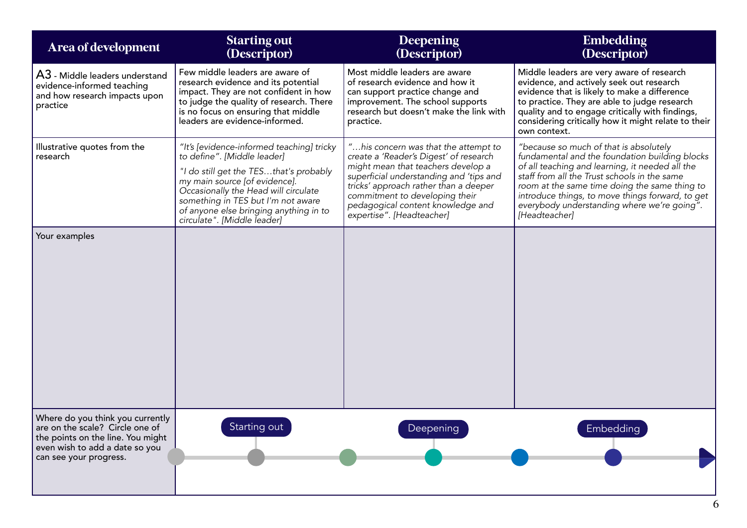| Area of development | Starting out (Descriptor) | Deepening (Descriptor) | Embedding (Descriptor) |
|---|---|---|---|
| A3 - Middle leaders understand evidence-informed teaching and how research impacts upon practice | Few middle leaders are aware of research evidence and its potential impact. They are not confident in how to judge the quality of research. There is no focus on ensuring that middle leaders are evidence-informed. | Most middle leaders are aware of research evidence and how it can support practice change and improvement. The school supports research but doesn't make the link with practice. | Middle leaders are very aware of research evidence, and actively seek out research evidence that is likely to make a difference to practice. They are able to judge research quality and to engage critically with findings, considering critically how it might relate to their own context. |
| Illustrative quotes from the research | *"It's [evidence-informed teaching] tricky to define". [Middle leader]*<br><br>*"I do still get the TES…that's probably my main source [of evidence]. Occasionally the Head will circulate something in TES but I'm not aware of anyone else bringing anything in to circulate". [Middle leader]* | *"…his concern was that the attempt to create a 'Reader's Digest' of research might mean that teachers develop a superficial understanding and 'tips and tricks' approach rather than a deeper commitment to developing their pedagogical content knowledge and expertise". [Headteacher]* | *"because so much of that is absolutely fundamental and the foundation building blocks of all teaching and learning, it needed all the staff from all the Trust schools in the same room at the same time doing the same thing to introduce things, to move things forward, to get everybody understanding where we're going". [Headteacher]* |
| Your examples | | | |
| Where do you think you currently are on the scale? Circle one of the points on the line. You might even wish to add a date so you can see your progress. | Starting out | Deepening | Embedding |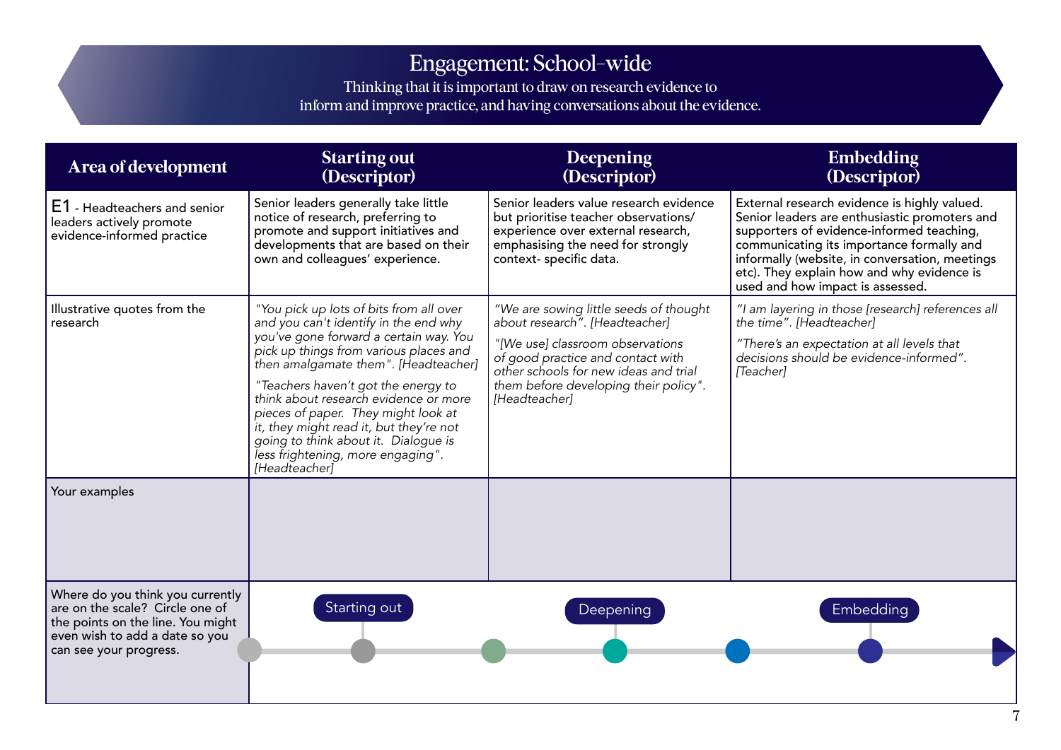# Engagement: School-wide

Thinking that it is important to draw on research evidence to inform and improve practice, and having conversations about the evidence.

| Area of development | Starting out (Descriptor) | Deepening (Descriptor) | Embedding (Descriptor) |
|---|---|---|---|
| E1 - Headteachers and senior leaders actively promote evidence-informed practice | Senior leaders generally take little notice of research, preferring to promote and support initiatives and developments that are based on their own and colleagues' experience. | Senior leaders value research evidence but prioritise teacher observations/ experience over external research, emphasising the need for strongly context- specific data. | External research evidence is highly valued. Senior leaders are enthusiastic promoters and supporters of evidence-informed teaching, communicating its importance formally and informally (website, in conversation, meetings etc). They explain how and why evidence is used and how impact is assessed. |
| Illustrative quotes from the research | *"You pick up lots of bits from all over and you can't identify in the end why you've gone forward a certain way. You pick up things from various places and then amalgamate them". [Headteacher]*<br><br>*"Teachers haven't got the energy to think about research evidence or more pieces of paper. They might look at it, they might read it, but they're not going to think about it. Dialogue is less frightening, more engaging". [Headteacher]* | *"We are sowing little seeds of thought about research". [Headteacher]*<br><br>*"[We use] classroom observations of good practice and contact with other schools for new ideas and trial them before developing their policy". [Headteacher]* | *"I am layering in those [research] references all the time". [Headteacher]*<br><br>*"There's an expectation at all levels that decisions should be evidence-informed". [Teacher]* |
| Your examples | | | |
| Where do you think you currently are on the scale? Circle one of the points on the line. You might even wish to add a date so you can see your progress. | Starting out | Deepening | Embedding |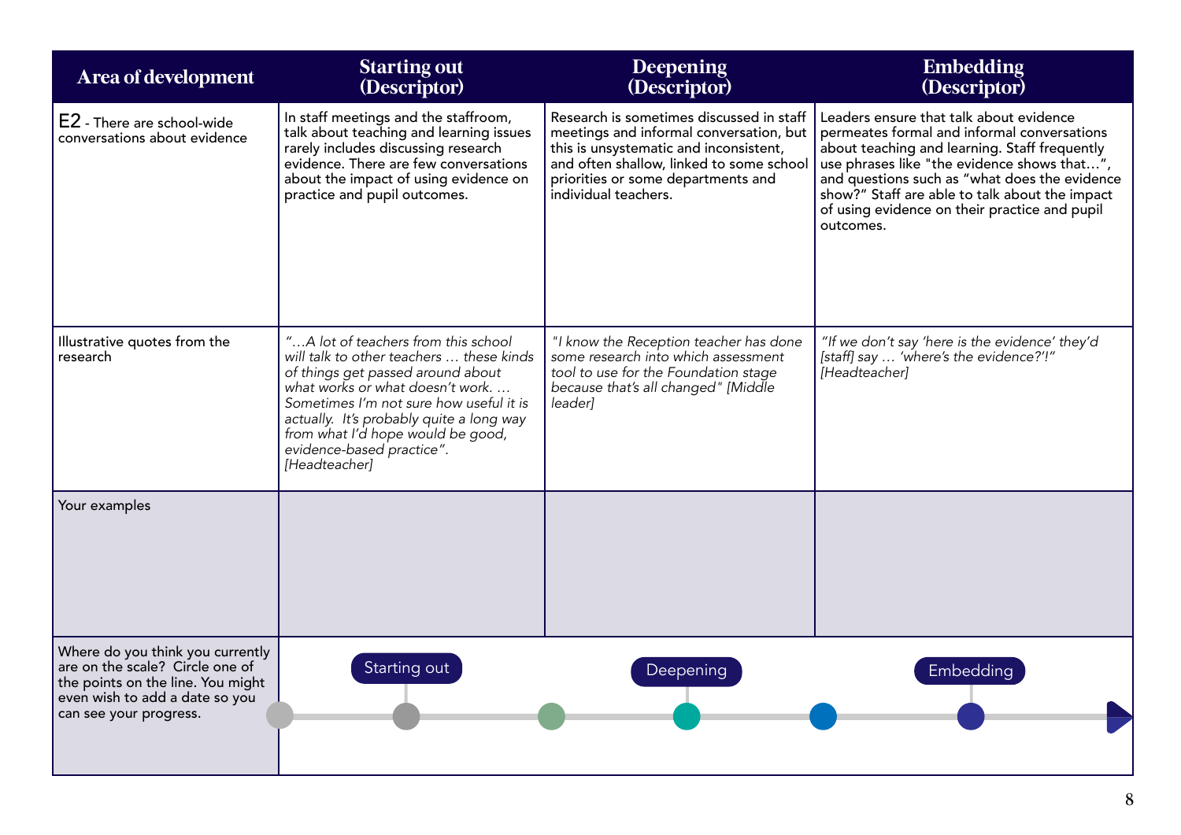| Area of development | Starting out (Descriptor) | Deepening (Descriptor) | Embedding (Descriptor) |
|---|---|---|---|
| E2 - There are school-wide conversations about evidence | In staff meetings and the staffroom, talk about teaching and learning issues rarely includes discussing research evidence. There are few conversations about the impact of using evidence on practice and pupil outcomes. | Research is sometimes discussed in staff meetings and informal conversation, but this is unsystematic and inconsistent, and often shallow, linked to some school priorities or some departments and individual teachers. | Leaders ensure that talk about evidence permeates formal and informal conversations about teaching and learning. Staff frequently use phrases like "the evidence shows that…", and questions such as "what does the evidence show?" Staff are able to talk about the impact of using evidence on their practice and pupil outcomes. |
| Illustrative quotes from the research | *"…A lot of teachers from this school will talk to other teachers … these kinds of things get passed around about what works or what doesn't work. … Sometimes I'm not sure how useful it is actually. It's probably quite a long way from what I'd hope would be good, evidence-based practice". [Headteacher]* | *"I know the Reception teacher has done some research into which assessment tool to use for the Foundation stage because that's all changed" [Middle leader]* | *"If we don't say 'here is the evidence' they'd [staff] say … 'where's the evidence?'!" [Headteacher]* |
| Your examples | | | |
| Where do you think you currently are on the scale? Circle one of the points on the line. You might even wish to add a date so you can see your progress. | Starting out | Deepening | Embedding |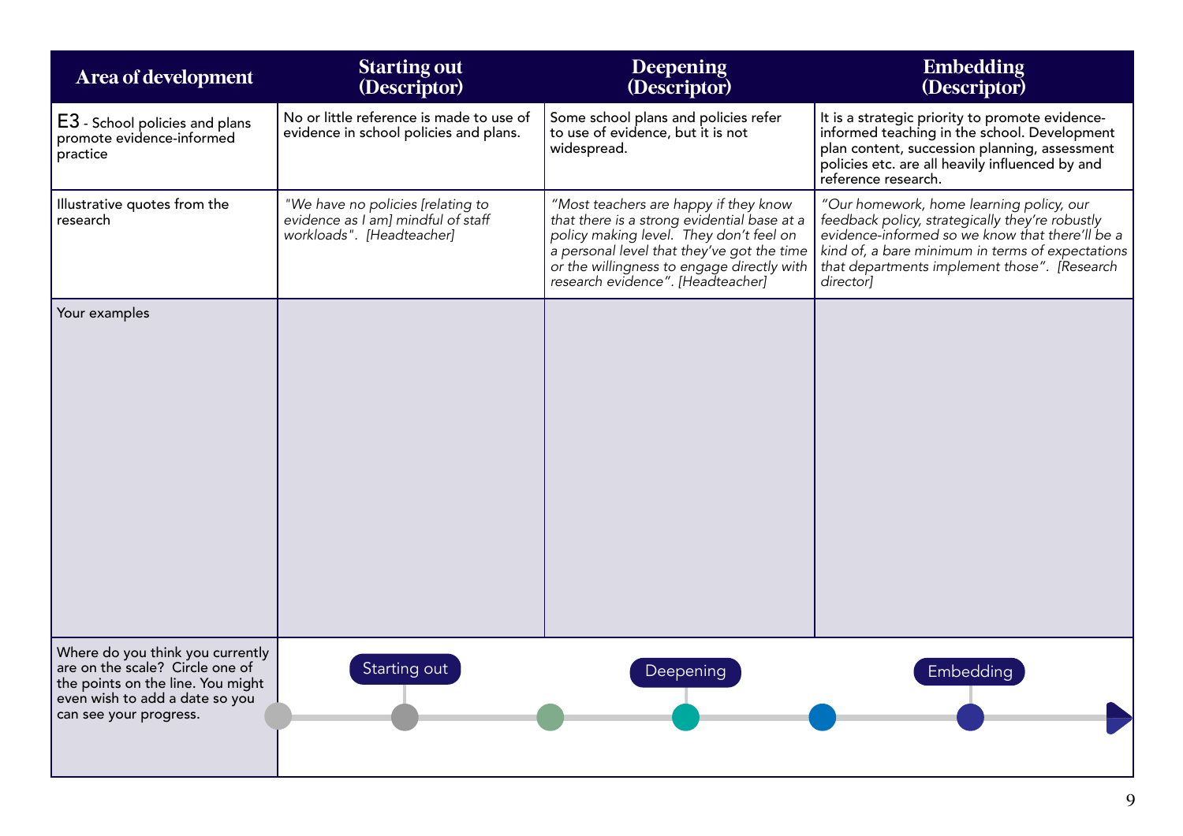| Area of development | Starting out (Descriptor) | Deepening (Descriptor) | Embedding (Descriptor) |
|---|---|---|---|
| E3 - School policies and plans promote evidence-informed practice | No or little reference is made to use of evidence in school policies and plans. | Some school plans and policies refer to use of evidence, but it is not widespread. | It is a strategic priority to promote evidence-informed teaching in the school. Development plan content, succession planning, assessment policies etc. are all heavily influenced by and reference research. |
| Illustrative quotes from the research | *"We have no policies [relating to evidence as I am] mindful of staff workloads". [Headteacher]* | *"Most teachers are happy if they know that there is a strong evidential base at a policy making level. They don't feel on a personal level that they've got the time or the willingness to engage directly with research evidence". [Headteacher]* | *"Our homework, home learning policy, our feedback policy, strategically they're robustly evidence-informed so we know that there'll be a kind of, a bare minimum in terms of expectations that departments implement those". [Research director]* |
| Your examples | | | |
| Where do you think you currently are on the scale? Circle one of the points on the line. You might even wish to add a date so you can see your progress. | Starting out | Deepening | Embedding |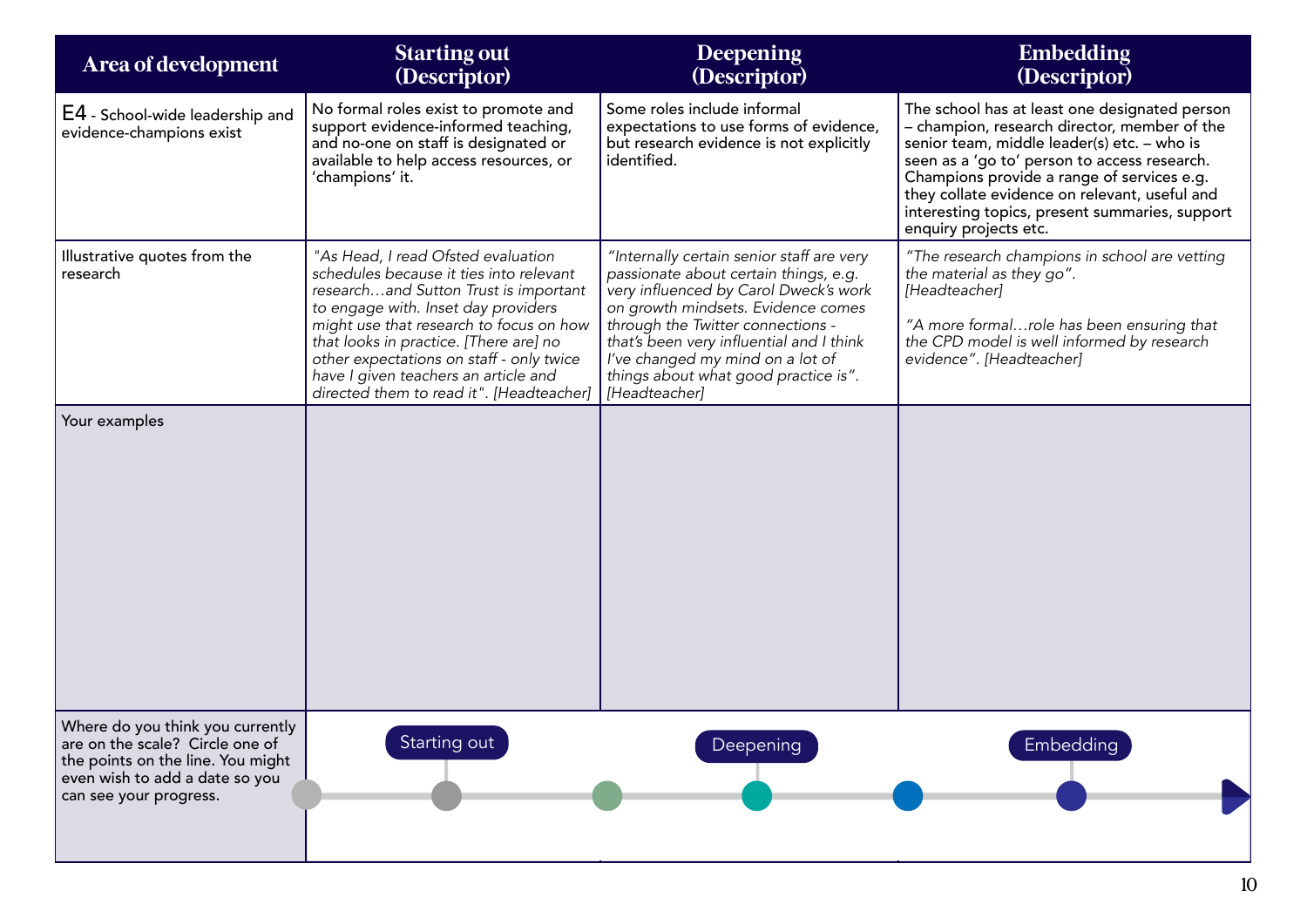| Area of development | Starting out (Descriptor) | Deepening (Descriptor) | Embedding (Descriptor) |
|---|---|---|---|
| E4 - School-wide leadership and evidence-champions exist | No formal roles exist to promote and support evidence-informed teaching, and no-one on staff is designated or available to help access resources, or 'champions' it. | Some roles include informal expectations to use forms of evidence, but research evidence is not explicitly identified. | The school has at least one designated person – champion, research director, member of the senior team, middle leader(s) etc. – who is seen as a 'go to' person to access research. Champions provide a range of services e.g. they collate evidence on relevant, useful and interesting topics, present summaries, support enquiry projects etc. |
| Illustrative quotes from the research | *"As Head, I read Ofsted evaluation schedules because it ties into relevant research…and Sutton Trust is important to engage with. Inset day providers might use that research to focus on how that looks in practice. [There are] no other expectations on staff - only twice have I given teachers an article and directed them to read it". [Headteacher]* | *"Internally certain senior staff are very passionate about certain things, e.g. very influenced by Carol Dweck's work on growth mindsets. Evidence comes through the Twitter connections - that's been very influential and I think I've changed my mind on a lot of things about what good practice is". [Headteacher]* | *"The research champions in school are vetting the material as they go". [Headteacher]*<br><br>*"A more formal…role has been ensuring that the CPD model is well informed by research evidence". [Headteacher]* |
| Your examples | | | |
| Where do you think you currently are on the scale? Circle one of the points on the line. You might even wish to add a date so you can see your progress. | Starting out | Deepening | Embedding |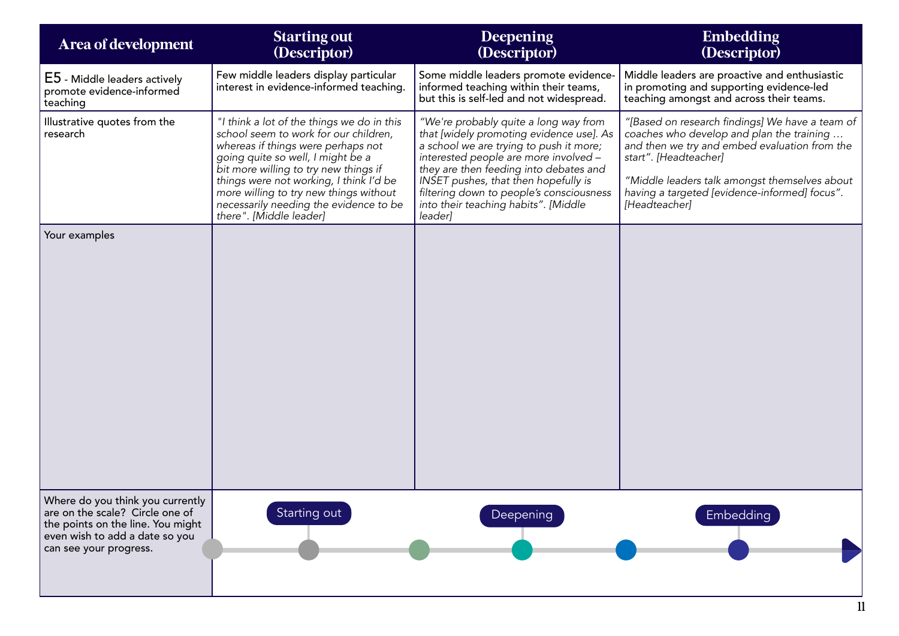| Area of development | Starting out (Descriptor) | Deepening (Descriptor) | Embedding (Descriptor) |
|---|---|---|---|
| E5 - Middle leaders actively promote evidence-informed teaching | Few middle leaders display particular interest in evidence-informed teaching. | Some middle leaders promote evidence-informed teaching within their teams, but this is self-led and not widespread. | Middle leaders are proactive and enthusiastic in promoting and supporting evidence-led teaching amongst and across their teams. |
| Illustrative quotes from the research | *"I think a lot of the things we do in this school seem to work for our children, whereas if things were perhaps not going quite so well, I might be a bit more willing to try new things if things were not working, I think I'd be more willing to try new things without necessarily needing the evidence to be there". [Middle leader]* | *"We're probably quite a long way from that [widely promoting evidence use]. As a school we are trying to push it more; interested people are more involved – they are then feeding into debates and INSET pushes, that then hopefully is filtering down to people's consciousness into their teaching habits". [Middle leader]* | *"[Based on research findings] We have a team of coaches who develop and plan the training … and then we try and embed evaluation from the start". [Headteacher]*<br><br>*"Middle leaders talk amongst themselves about having a targeted [evidence-informed] focus". [Headteacher]* |
| Your examples | | | |
| Where do you think you currently are on the scale? Circle one of the points on the line. You might even wish to add a date so you can see your progress. | Starting out | Deepening | Embedding |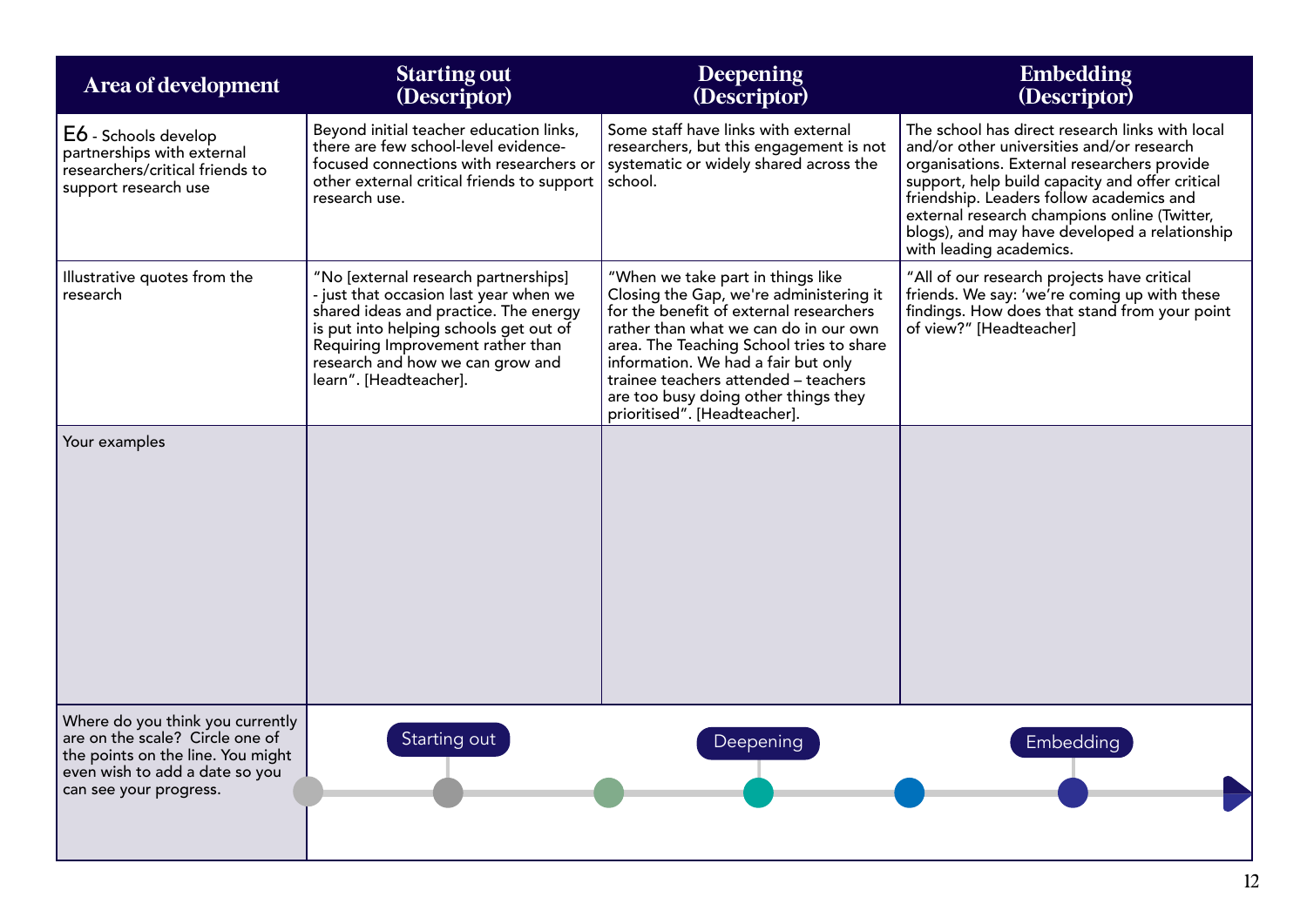| Area of development | Starting out (Descriptor) | Deepening (Descriptor) | Embedding (Descriptor) |
|---|---|---|---|
| E6 - Schools develop partnerships with external researchers/critical friends to support research use | Beyond initial teacher education links, there are few school-level evidence-focused connections with researchers or other external critical friends to support research use. | Some staff have links with external researchers, but this engagement is not systematic or widely shared across the school. | The school has direct research links with local and/or other universities and/or research organisations. External researchers provide support, help build capacity and offer critical friendship. Leaders follow academics and external research champions online (Twitter, blogs), and may have developed a relationship with leading academics. |
| Illustrative quotes from the research | "No [external research partnerships] - just that occasion last year when we shared ideas and practice. The energy is put into helping schools get out of Requiring Improvement rather than research and how we can grow and learn". [Headteacher]. | "When we take part in things like Closing the Gap, we're administering it for the benefit of external researchers rather than what we can do in our own area. The Teaching School tries to share information. We had a fair but only trainee teachers attended – teachers are too busy doing other things they prioritised". [Headteacher]. | "All of our research projects have critical friends. We say: 'we're coming up with these findings. How does that stand from your point of view?" [Headteacher] |
| Your examples | | | |
| Where do you think you currently are on the scale? Circle one of the points on the line. You might even wish to add a date so you can see your progress. | Starting out | Deepening | Embedding |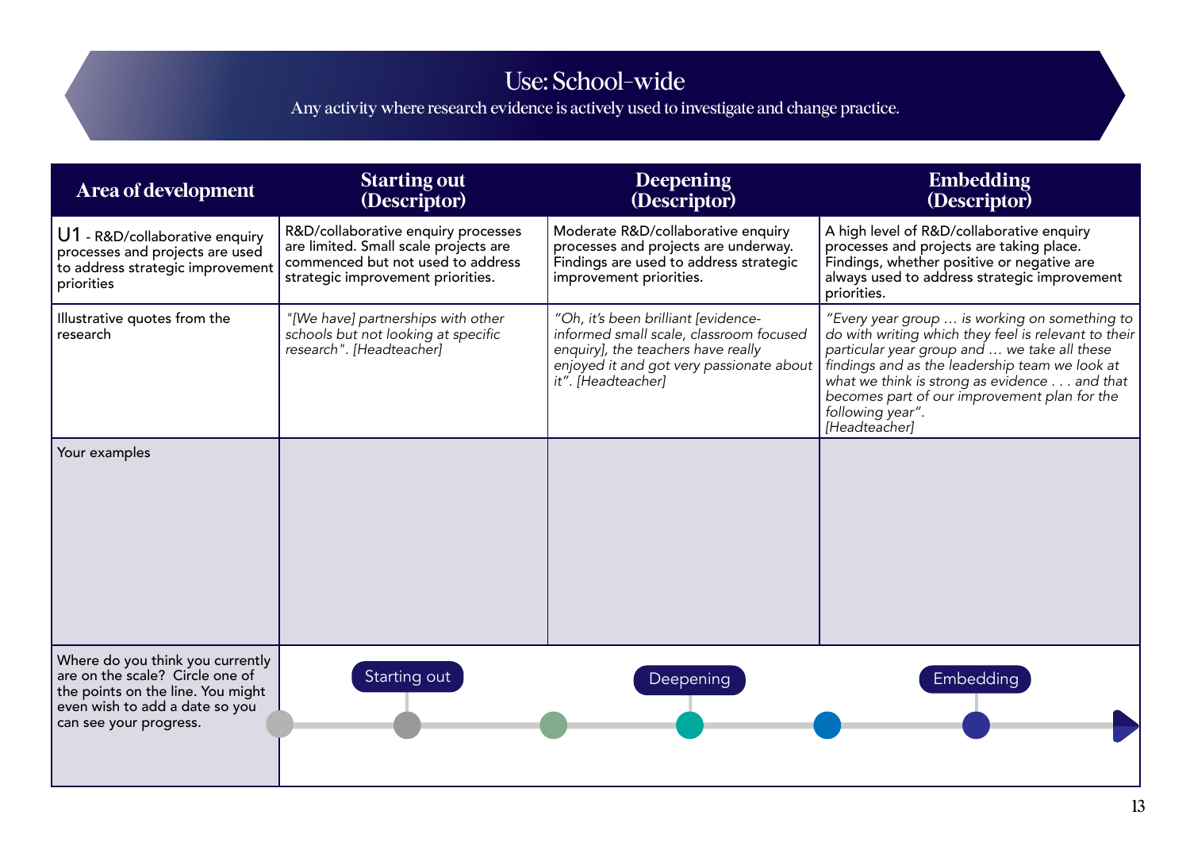# Use: School-wide

Any activity where research evidence is actively used to investigate and change practice.

| Area of development | Starting out (Descriptor) | Deepening (Descriptor) | Embedding (Descriptor) |
|---|---|---|---|
| U1 - R&D/collaborative enquiry processes and projects are used to address strategic improvement priorities | R&D/collaborative enquiry processes are limited. Small scale projects are commenced but not used to address strategic improvement priorities. | Moderate R&D/collaborative enquiry processes and projects are underway. Findings are used to address strategic improvement priorities. | A high level of R&D/collaborative enquiry processes and projects are taking place. Findings, whether positive or negative are always used to address strategic improvement priorities. |
| Illustrative quotes from the research | *"[We have] partnerships with other schools but not looking at specific research". [Headteacher]* | *"Oh, it's been brilliant [evidence-informed small scale, classroom focused enquiry], the teachers have really enjoyed it and got very passionate about it". [Headteacher]* | *"Every year group … is working on something to do with writing which they feel is relevant to their particular year group and … we take all these findings and as the leadership team we look at what we think is strong as evidence . . . and that becomes part of our improvement plan for the following year". [Headteacher]* |
| Your examples | | | |
| Where do you think you currently are on the scale? Circle one of the points on the line. You might even wish to add a date so you can see your progress. | Starting out | Deepening | Embedding |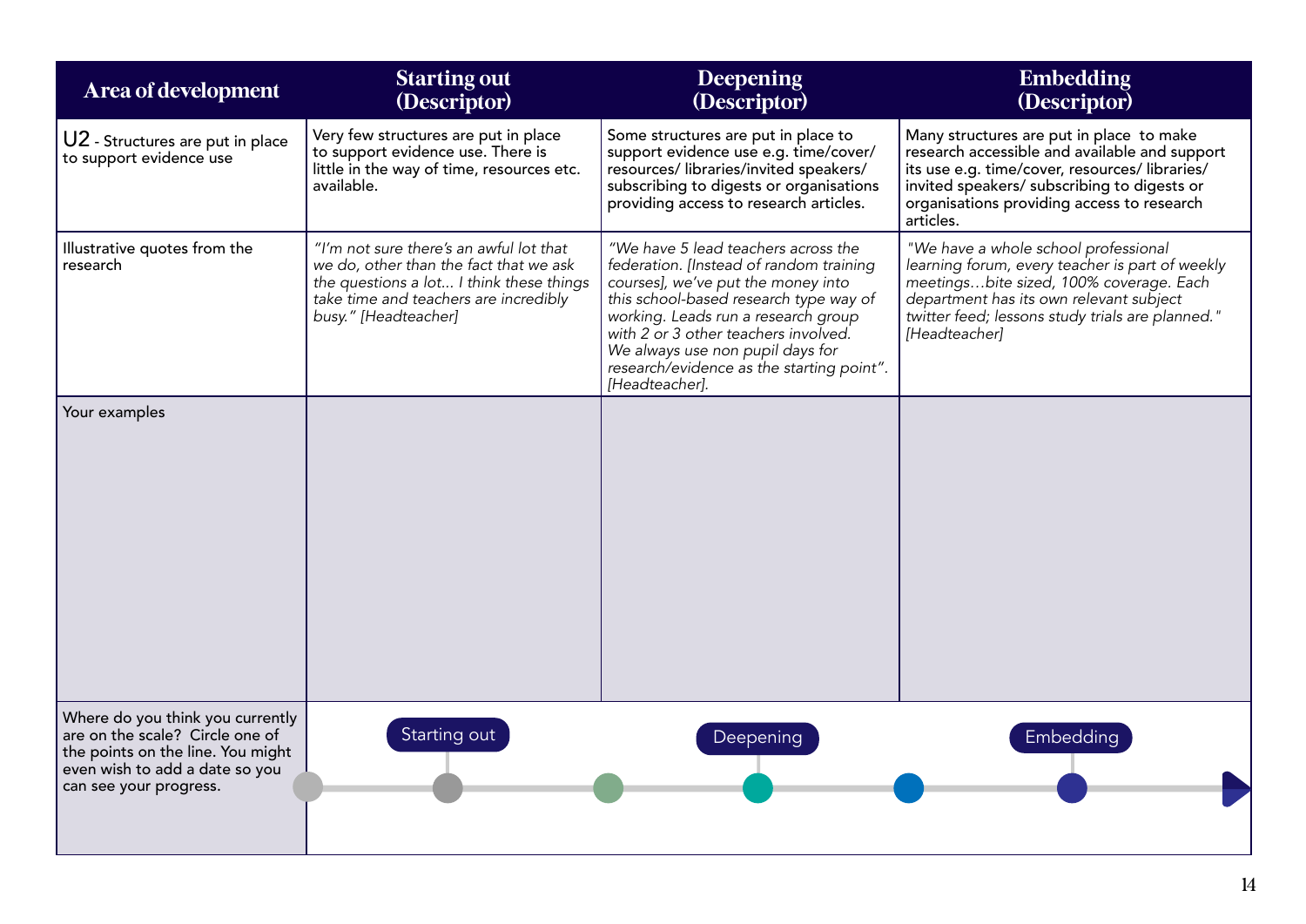| Area of development | Starting out (Descriptor) | Deepening (Descriptor) | Embedding (Descriptor) |
|---|---|---|---|
| U2 - Structures are put in place to support evidence use | Very few structures are put in place to support evidence use. There is little in the way of time, resources etc. available. | Some structures are put in place to support evidence use e.g. time/cover/ resources/ libraries/invited speakers/ subscribing to digests or organisations providing access to research articles. | Many structures are put in place to make research accessible and available and support its use e.g. time/cover, resources/ libraries/ invited speakers/ subscribing to digests or organisations providing access to research articles. |
| Illustrative quotes from the research | *"I'm not sure there's an awful lot that we do, other than the fact that we ask the questions a lot... I think these things take time and teachers are incredibly busy." [Headteacher]* | *"We have 5 lead teachers across the federation. [Instead of random training courses], we've put the money into this school-based research type way of working. Leads run a research group with 2 or 3 other teachers involved. We always use non pupil days for research/evidence as the starting point". [Headteacher].* | *"We have a whole school professional learning forum, every teacher is part of weekly meetings…bite sized, 100% coverage. Each department has its own relevant subject twitter feed; lessons study trials are planned." [Headteacher]* |
| Your examples | | | |
| Where do you think you currently are on the scale? Circle one of the points on the line. You might even wish to add a date so you can see your progress. | Starting out | Deepening | Embedding |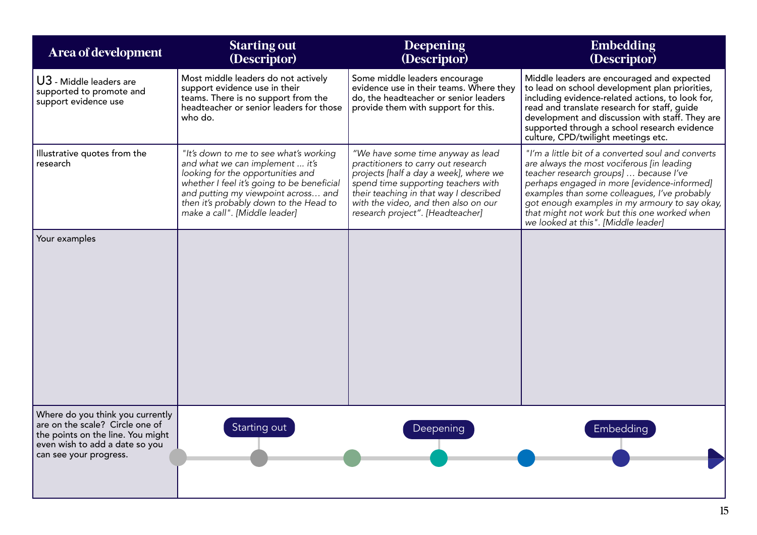| Area of development | Starting out (Descriptor) | Deepening (Descriptor) | Embedding (Descriptor) |
|---|---|---|---|
| U3 - Middle leaders are supported to promote and support evidence use | Most middle leaders do not actively support evidence use in their teams. There is no support from the headteacher or senior leaders for those who do. | Some middle leaders encourage evidence use in their teams. Where they do, the headteacher or senior leaders provide them with support for this. | Middle leaders are encouraged and expected to lead on school development plan priorities, including evidence-related actions, to look for, read and translate research for staff, guide development and discussion with staff. They are supported through a school research evidence culture, CPD/twilight meetings etc. |
| Illustrative quotes from the research | *"It's down to me to see what's working and what we can implement ... it's looking for the opportunities and whether I feel it's going to be beneficial and putting my viewpoint across… and then it's probably down to the Head to make a call". [Middle leader]* | *"We have some time anyway as lead practitioners to carry out research projects [half a day a week], where we spend time supporting teachers with their teaching in that way I described with the video, and then also on our research project". [Headteacher]* | *"I'm a little bit of a converted soul and converts are always the most vociferous [in leading teacher research groups] … because I've perhaps engaged in more [evidence-informed] examples than some colleagues, I've probably got enough examples in my armoury to say okay, that might not work but this one worked when we looked at this". [Middle leader]* |
| Your examples | | | |
| Where do you think you currently are on the scale? Circle one of the points on the line. You might even wish to add a date so you can see your progress. | Starting out | Deepening | Embedding |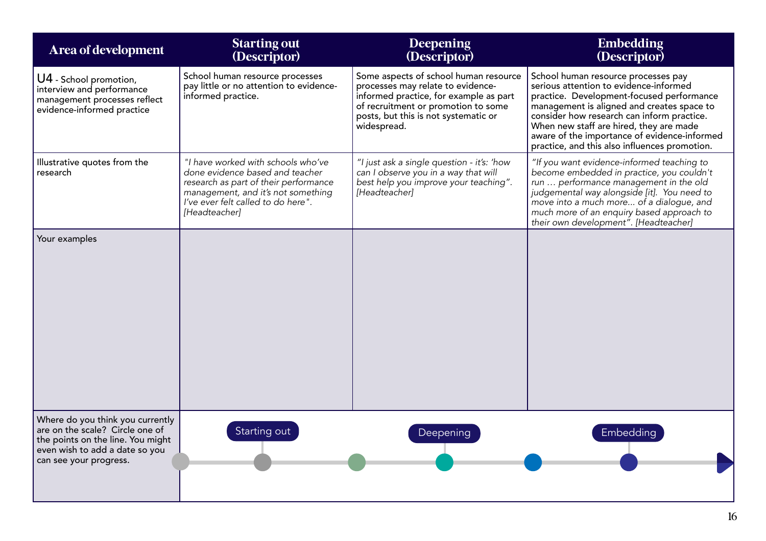| Area of development | Starting out (Descriptor) | Deepening (Descriptor) | Embedding (Descriptor) |
|---|---|---|---|
| U4 - School promotion, interview and performance management processes reflect evidence-informed practice | School human resource processes pay little or no attention to evidence-informed practice. | Some aspects of school human resource processes may relate to evidence-informed practice, for example as part of recruitment or promotion to some posts, but this is not systematic or widespread. | School human resource processes pay serious attention to evidence-informed practice. Development-focused performance management is aligned and creates space to consider how research can inform practice. When new staff are hired, they are made aware of the importance of evidence-informed practice, and this also influences promotion. |
| Illustrative quotes from the research | *"I have worked with schools who've done evidence based and teacher research as part of their performance management, and it's not something I've ever felt called to do here". [Headteacher]* | *"I just ask a single question - it's: 'how can I observe you in a way that will best help you improve your teaching". [Headteacher]* | *"If you want evidence-informed teaching to become embedded in practice, you couldn't run … performance management in the old judgemental way alongside [it]. You need to move into a much more... of a dialogue, and much more of an enquiry based approach to their own development". [Headteacher]* |
| Your examples | | | |
| Where do you think you currently are on the scale? Circle one of the points on the line. You might even wish to add a date so you can see your progress. | Starting out | Deepening | Embedding |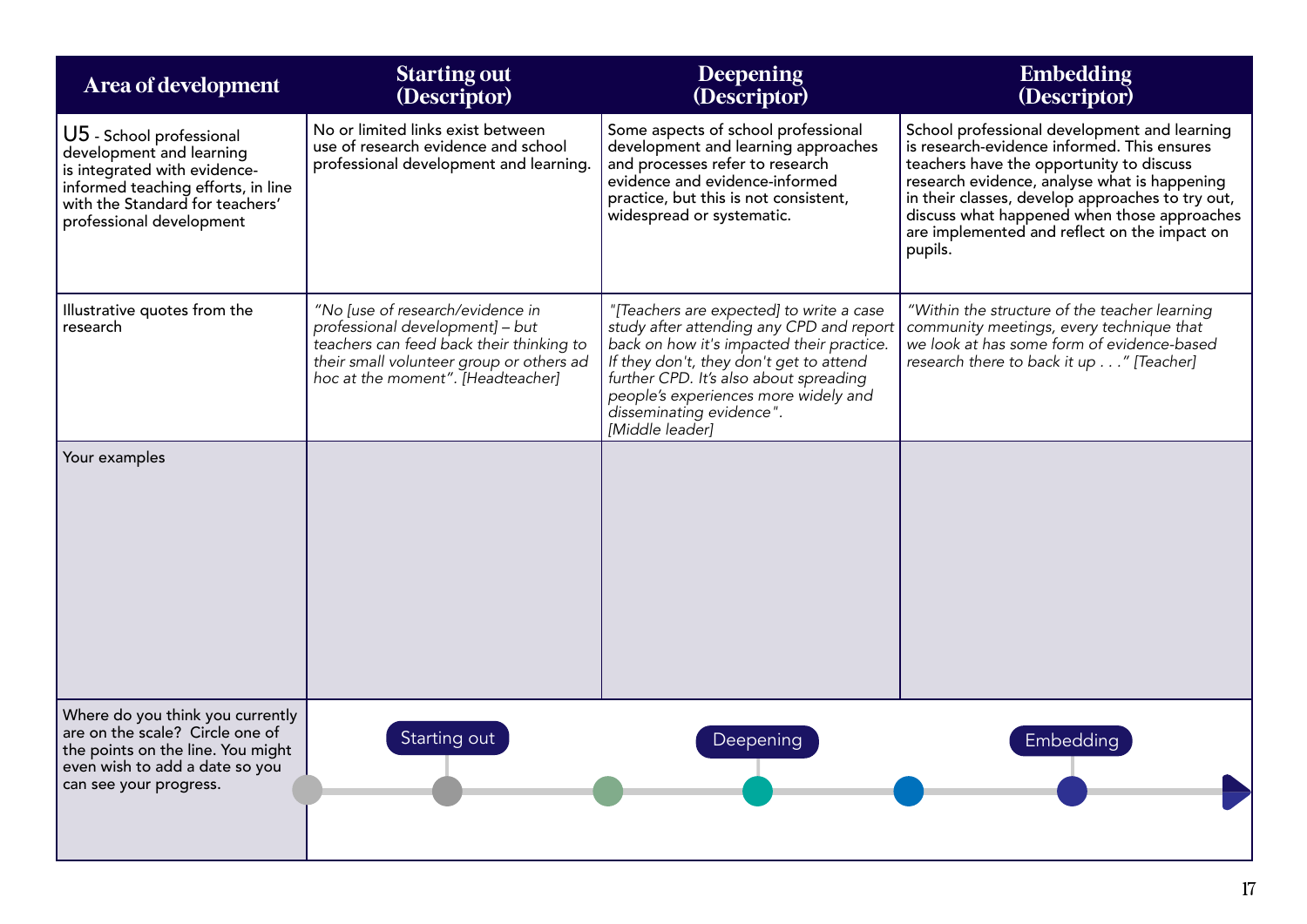| Area of development | Starting out (Descriptor) | Deepening (Descriptor) | Embedding (Descriptor) |
|---|---|---|---|
| **U5** - School professional development and learning is integrated with evidence-informed teaching efforts, in line with the Standard for teachers' professional development | No or limited links exist between use of research evidence and school professional development and learning. | Some aspects of school professional development and learning approaches and processes refer to research evidence and evidence-informed practice, but this is not consistent, widespread or systematic. | School professional development and learning is research-evidence informed. This ensures teachers have the opportunity to discuss research evidence, analyse what is happening in their classes, develop approaches to try out, discuss what happened when those approaches are implemented and reflect on the impact on pupils. |
| Illustrative quotes from the research | *"No [use of research/evidence in professional development] – but teachers can feed back their thinking to their small volunteer group or others ad hoc at the moment". [Headteacher]* | *"[Teachers are expected] to write a case study after attending any CPD and report back on how it's impacted their practice. If they don't, they don't get to attend further CPD. It's also about spreading people's experiences more widely and disseminating evidence". [Middle leader]* | *"Within the structure of the teacher learning community meetings, every technique that we look at has some form of evidence-based research there to back it up . . ." [Teacher]* |
| Your examples | | | |
| Where do you think you currently are on the scale? Circle one of the points on the line. You might even wish to add a date so you can see your progress. | Starting out | Deepening | Embedding |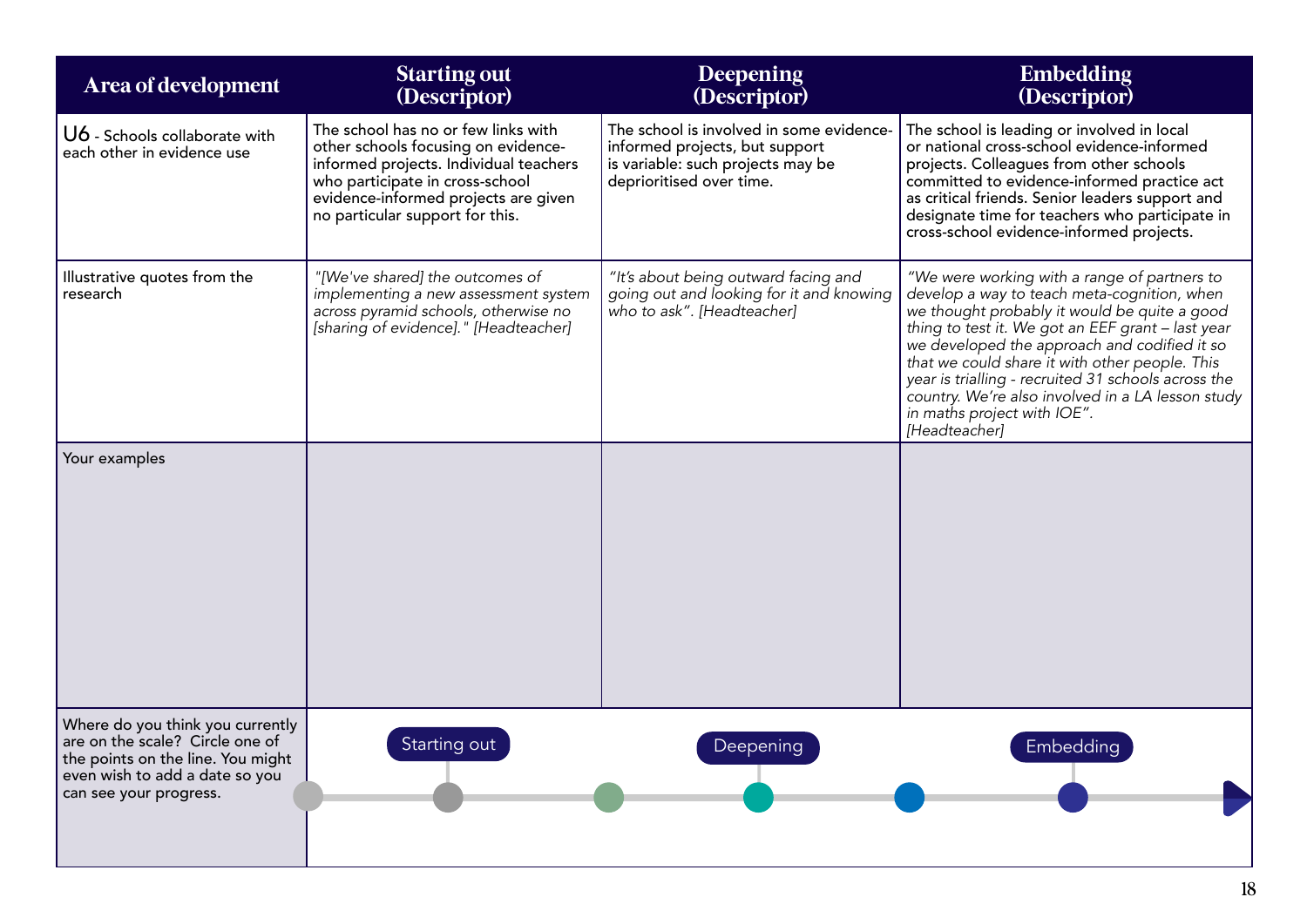| Area of development | Starting out (Descriptor) | Deepening (Descriptor) | Embedding (Descriptor) |
|---|---|---|---|
| U6 - Schools collaborate with each other in evidence use | The school has no or few links with other schools focusing on evidence-informed projects. Individual teachers who participate in cross-school evidence-informed projects are given no particular support for this. | The school is involved in some evidence-informed projects, but support is variable: such projects may be deprioritised over time. | The school is leading or involved in local or national cross-school evidence-informed projects. Colleagues from other schools committed to evidence-informed practice act as critical friends. Senior leaders support and designate time for teachers who participate in cross-school evidence-informed projects. |
| Illustrative quotes from the research | *"[We've shared] the outcomes of implementing a new assessment system across pyramid schools, otherwise no [sharing of evidence]." [Headteacher]* | *"It's about being outward facing and going out and looking for it and knowing who to ask". [Headteacher]* | *"We were working with a range of partners to develop a way to teach meta-cognition, when we thought probably it would be quite a good thing to test it. We got an EEF grant – last year we developed the approach and codified it so that we could share it with other people. This year is trialling - recruited 31 schools across the country. We're also involved in a LA lesson study in maths project with IOE". [Headteacher]* |
| Your examples | | | |
| Where do you think you currently are on the scale? Circle one of the points on the line. You might even wish to add a date so you can see your progress. | Starting out | Deepening | Embedding |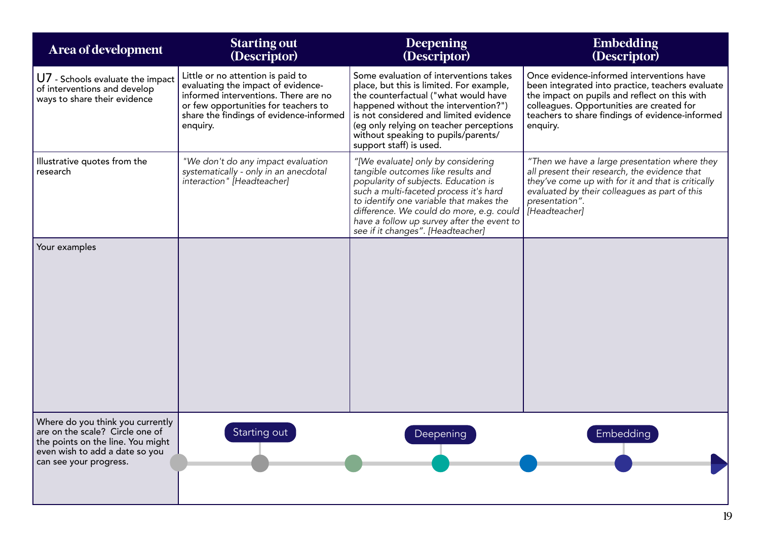| Area of development | Starting out (Descriptor) | Deepening (Descriptor) | Embedding (Descriptor) |
| --- | --- | --- | --- |
| U7 - Schools evaluate the impact of interventions and develop ways to share their evidence | Little or no attention is paid to evaluating the impact of evidence-informed interventions. There are no or few opportunities for teachers to share the findings of evidence-informed enquiry. | Some evaluation of interventions takes place, but this is limited. For example, the counterfactual ("what would have happened without the intervention?") is not considered and limited evidence (eg only relying on teacher perceptions without speaking to pupils/parents/ support staff) is used. | Once evidence-informed interventions have been integrated into practice, teachers evaluate the impact on pupils and reflect on this with colleagues. Opportunities are created for teachers to share findings of evidence-informed enquiry. |
| Illustrative quotes from the research | *"We don't do any impact evaluation systematically - only in an anecdotal interaction" [Headteacher]* | *"[We evaluate] only by considering tangible outcomes like results and popularity of subjects. Education is such a multi-faceted process it's hard to identify one variable that makes the difference. We could do more, e.g. could have a follow up survey after the event to see if it changes". [Headteacher]* | *"Then we have a large presentation where they all present their research, the evidence that they've come up with for it and that is critically evaluated by their colleagues as part of this presentation". [Headteacher]* |
| Your examples | | | |
| Where do you think you currently are on the scale? Circle one of the points on the line. You might even wish to add a date so you can see your progress. | Starting out | Deepening | Embedding |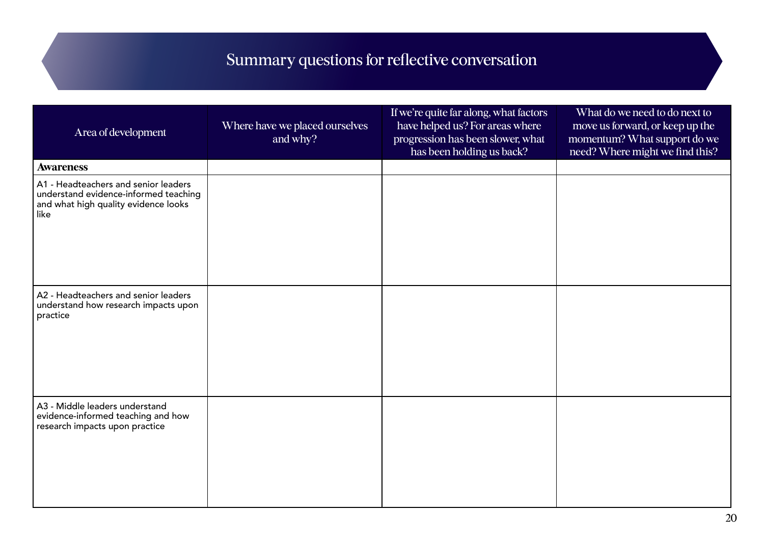# Summary questions for reflective conversation

| Area of development | Where have we placed ourselves and why? | If we're quite far along, what factors have helped us? For areas where progression has been slower, what has been holding us back? | What do we need to do next to move us forward, or keep up the momentum? What support do we need? Where might we find this? |
|---|---|---|---|
| **Awareness** | | | |
| A1 - Headteachers and senior leaders understand evidence-informed teaching and what high quality evidence looks like | | | |
| A2 - Headteachers and senior leaders understand how research impacts upon practice | | | |
| A3 - Middle leaders understand evidence-informed teaching and how research impacts upon practice | | | |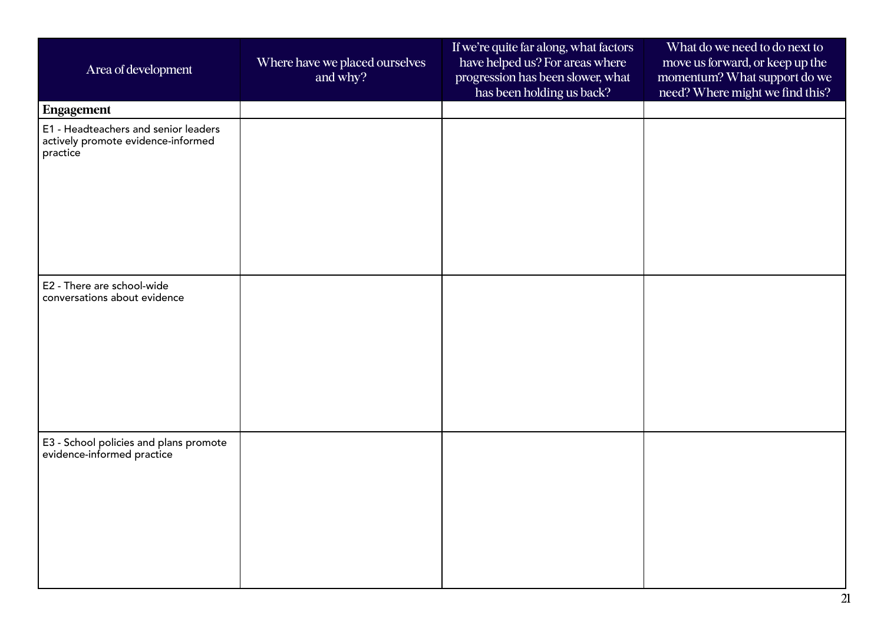| Area of development | Where have we placed ourselves and why? | If we're quite far along, what factors have helped us? For areas where progression has been slower, what has been holding us back? | What do we need to do next to move us forward, or keep up the momentum? What support do we need? Where might we find this? |
| --- | --- | --- | --- |
| **Engagement** | | | |
| E1 - Headteachers and senior leaders actively promote evidence-informed practice | | | |
| E2 - There are school-wide conversations about evidence | | | |
| E3 - School policies and plans promote evidence-informed practice | | | |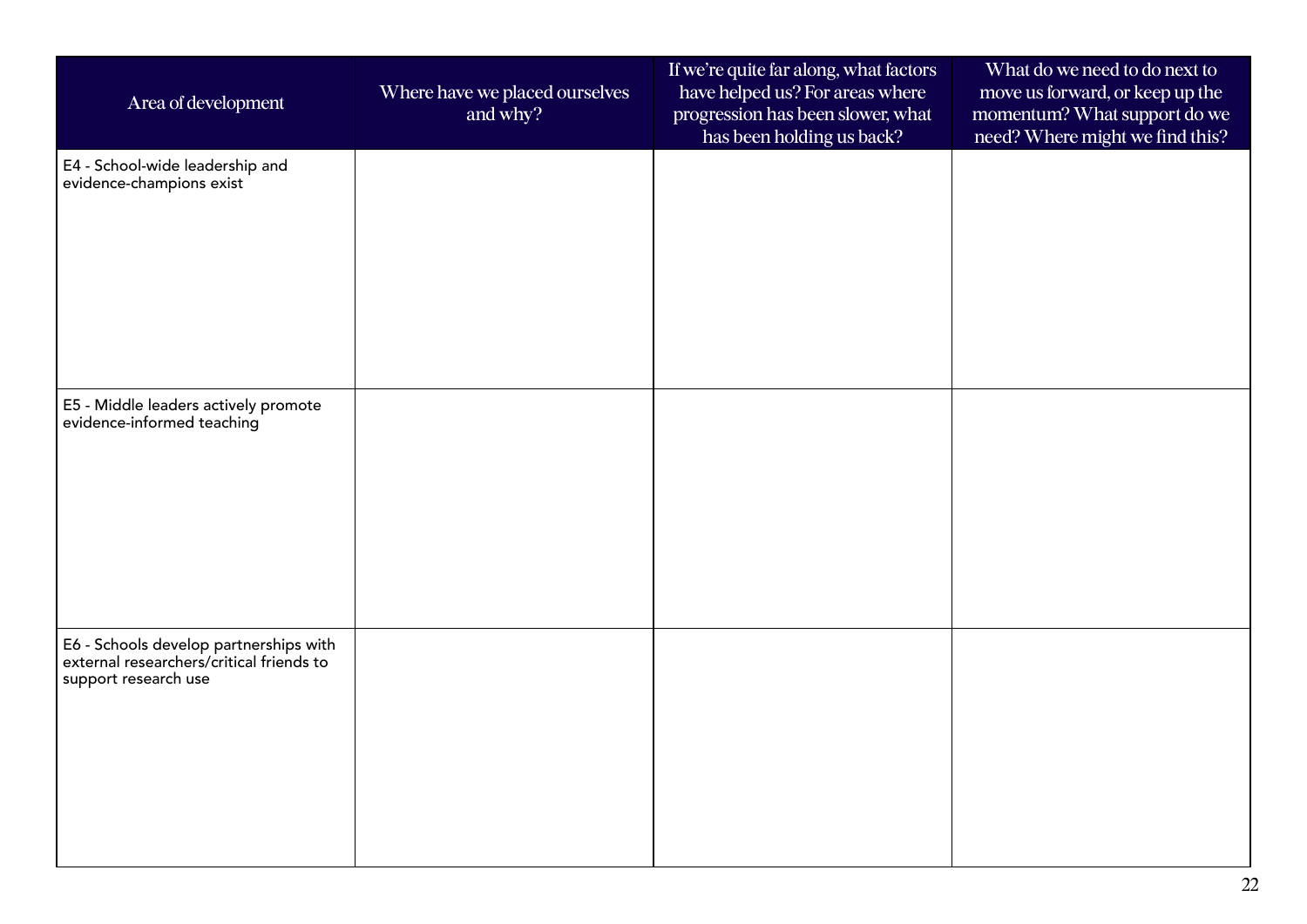| Area of development | Where have we placed ourselves and why? | If we're quite far along, what factors have helped us? For areas where progression has been slower, what has been holding us back? | What do we need to do next to move us forward, or keep up the momentum? What support do we need? Where might we find this? |
|---|---|---|---|
| E4 - School-wide leadership and evidence-champions exist | | | |
| E5 - Middle leaders actively promote evidence-informed teaching | | | |
| E6 - Schools develop partnerships with external researchers/critical friends to support research use | | | |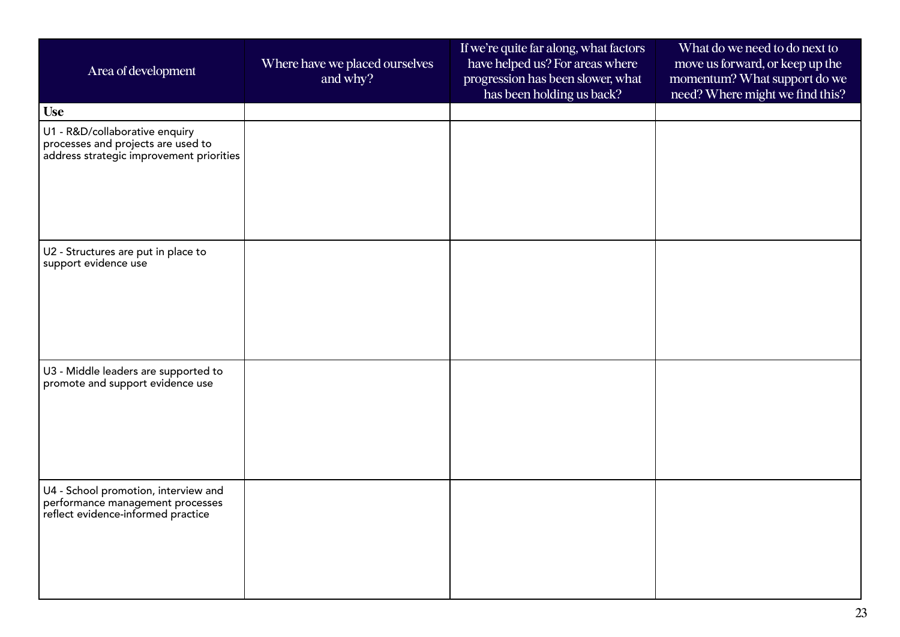| Area of development | Where have we placed ourselves and why? | If we're quite far along, what factors have helped us? For areas where progression has been slower, what has been holding us back? | What do we need to do next to move us forward, or keep up the momentum? What support do we need? Where might we find this? |
|---|---|---|---|
| **Use** | | | |
| U1 - R&D/collaborative enquiry processes and projects are used to address strategic improvement priorities | | | |
| U2 - Structures are put in place to support evidence use | | | |
| U3 - Middle leaders are supported to promote and support evidence use | | | |
| U4 - School promotion, interview and performance management processes reflect evidence-informed practice | | | |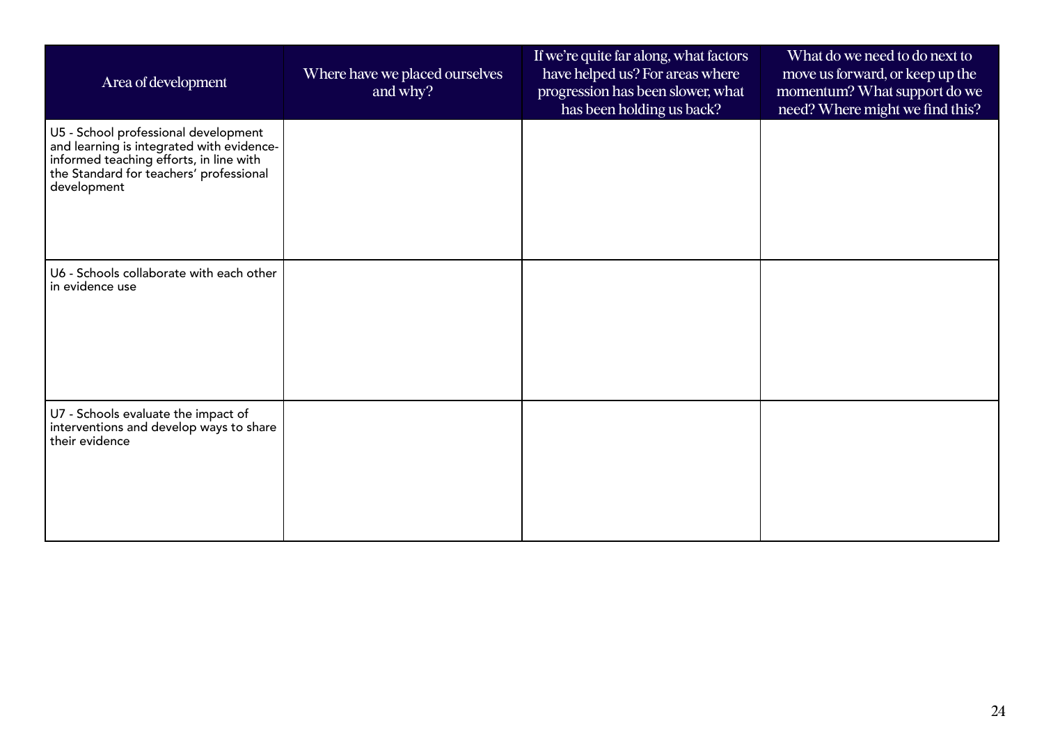| Area of development | Where have we placed ourselves and why? | If we're quite far along, what factors have helped us? For areas where progression has been slower, what has been holding us back? | What do we need to do next to move us forward, or keep up the momentum? What support do we need? Where might we find this? |
|---|---|---|---|
| U5 - School professional development and learning is integrated with evidence-informed teaching efforts, in line with the Standard for teachers' professional development | | | |
| U6 - Schools collaborate with each other in evidence use | | | |
| U7 - Schools evaluate the impact of interventions and develop ways to share their evidence | | | |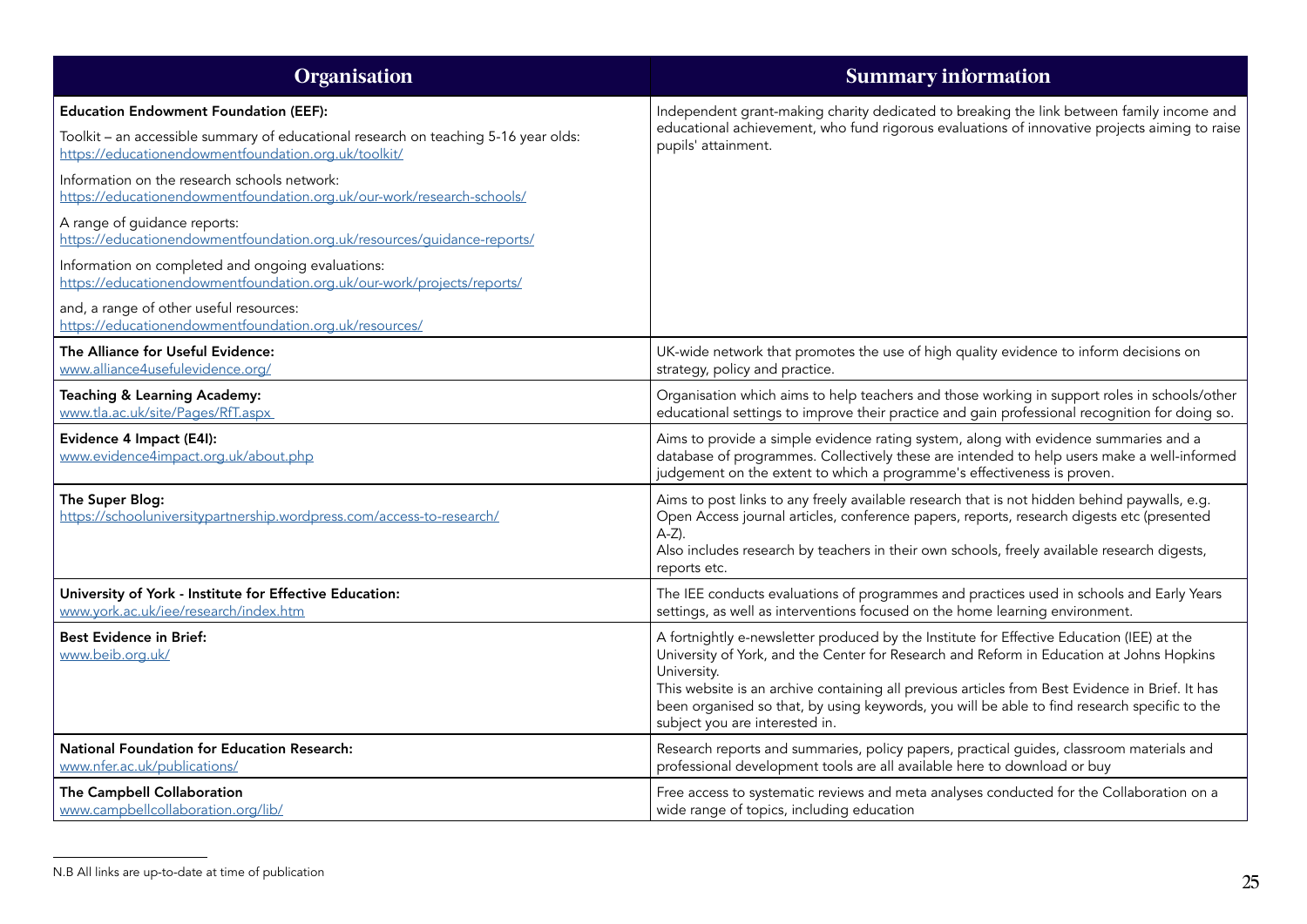| Organisation | Summary information |
|---|---|
| **Education Endowment Foundation (EEF):**<br><br>Toolkit – an accessible summary of educational research on teaching 5-16 year olds: https://educationendowmentfoundation.org.uk/toolkit/<br><br>Information on the research schools network: https://educationendowmentfoundation.org.uk/our-work/research-schools/<br><br>A range of guidance reports: https://educationendowmentfoundation.org.uk/resources/guidance-reports/<br><br>Information on completed and ongoing evaluations: https://educationendowmentfoundation.org.uk/our-work/projects/reports/<br><br>and, a range of other useful resources: https://educationendowmentfoundation.org.uk/resources/ | Independent grant-making charity dedicated to breaking the link between family income and educational achievement, who fund rigorous evaluations of innovative projects aiming to raise pupils' attainment. |
| **The Alliance for Useful Evidence:**<br>www.alliance4usefulevidence.org/ | UK-wide network that promotes the use of high quality evidence to inform decisions on strategy, policy and practice. |
| **Teaching & Learning Academy:**<br>www.tla.ac.uk/site/Pages/RfT.aspx | Organisation which aims to help teachers and those working in support roles in schools/other educational settings to improve their practice and gain professional recognition for doing so. |
| **Evidence 4 Impact (E4I):**<br>www.evidence4impact.org.uk/about.php | Aims to provide a simple evidence rating system, along with evidence summaries and a database of programmes. Collectively these are intended to help users make a well-informed judgement on the extent to which a programme's effectiveness is proven. |
| **The Super Blog:**<br>https://schooluniversitypartnership.wordpress.com/access-to-research/ | Aims to post links to any freely available research that is not hidden behind paywalls, e.g. Open Access journal articles, conference papers, reports, research digests etc (presented A-Z).<br>Also includes research by teachers in their own schools, freely available research digests, reports etc. |
| **University of York - Institute for Effective Education:**<br>www.york.ac.uk/iee/research/index.htm | The IEE conducts evaluations of programmes and practices used in schools and Early Years settings, as well as interventions focused on the home learning environment. |
| **Best Evidence in Brief:**<br>www.beib.org.uk/ | A fortnightly e-newsletter produced by the Institute for Effective Education (IEE) at the University of York, and the Center for Research and Reform in Education at Johns Hopkins University.<br>This website is an archive containing all previous articles from Best Evidence in Brief. It has been organised so that, by using keywords, you will be able to find research specific to the subject you are interested in. |
| **National Foundation for Education Research:**<br>www.nfer.ac.uk/publications/ | Research reports and summaries, policy papers, practical guides, classroom materials and professional development tools are all available here to download or buy |
| **The Campbell Collaboration**<br>www.campbellcollaboration.org/lib/ | Free access to systematic reviews and meta analyses conducted for the Collaboration on a wide range of topics, including education |

N.B All links are up-to-date at time of publication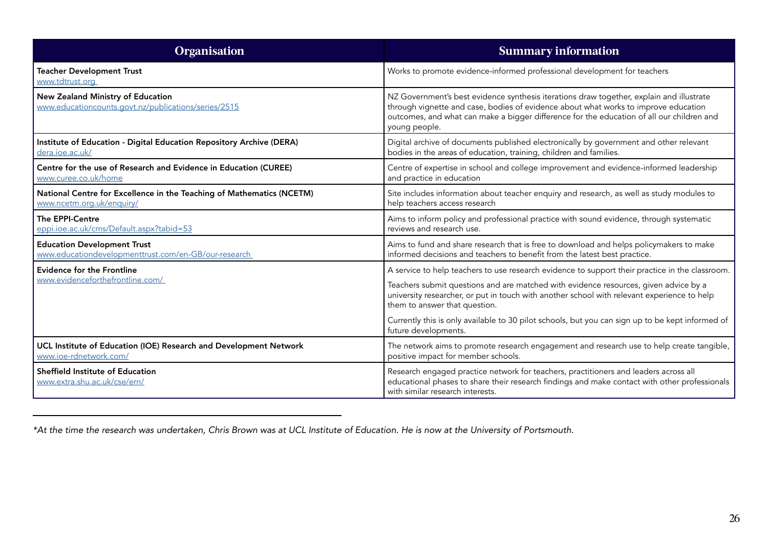| Organisation | Summary information |
|---|---|
| **Teacher Development Trust**<br>www.tdtrust.org | Works to promote evidence-informed professional development for teachers |
| **New Zealand Ministry of Education**<br>www.educationcounts.govt.nz/publications/series/2515 | NZ Government's best evidence synthesis iterations draw together, explain and illustrate through vignette and case, bodies of evidence about what works to improve education outcomes, and what can make a bigger difference for the education of all our children and young people. |
| **Institute of Education - Digital Education Repository Archive (DERA)**<br>dera.ioe.ac.uk/ | Digital archive of documents published electronically by government and other relevant bodies in the areas of education, training, children and families. |
| **Centre for the use of Research and Evidence in Education (CUREE)**<br>www.curee.co.uk/home | Centre of expertise in school and college improvement and evidence-informed leadership and practice in education |
| **National Centre for Excellence in the Teaching of Mathematics (NCETM)**<br>www.ncetm.org.uk/enquiry/ | Site includes information about teacher enquiry and research, as well as study modules to help teachers access research |
| **The EPPI-Centre**<br>eppi.ioe.ac.uk/cms/Default.aspx?tabid=53 | Aims to inform policy and professional practice with sound evidence, through systematic reviews and research use. |
| **Education Development Trust**<br>www.educationdevelopmenttrust.com/en-GB/our-research | Aims to fund and share research that is free to download and helps policymakers to make informed decisions and teachers to benefit from the latest best practice. |
| **Evidence for the Frontline**<br>www.evidenceforthefrontline.com/ | A service to help teachers to use research evidence to support their practice in the classroom.<br>Teachers submit questions and are matched with evidence resources, given advice by a university researcher, or put in touch with another school with relevant experience to help them to answer that question.<br>Currently this is only available to 30 pilot schools, but you can sign up to be kept informed of future developments. |
| **UCL Institute of Education (IOE) Research and Development Network**<br>www.ioe-rdnetwork.com/ | The network aims to promote research engagement and research use to help create tangible, positive impact for member schools. |
| **Sheffield Institute of Education**<br>www.extra.shu.ac.uk/cse/ern/ | Research engaged practice network for teachers, practitioners and leaders across all educational phases to share their research findings and make contact with other professionals with similar research interests. |

*At the time the research was undertaken, Chris Brown was at UCL Institute of Education. He is now at the University of Portsmouth.